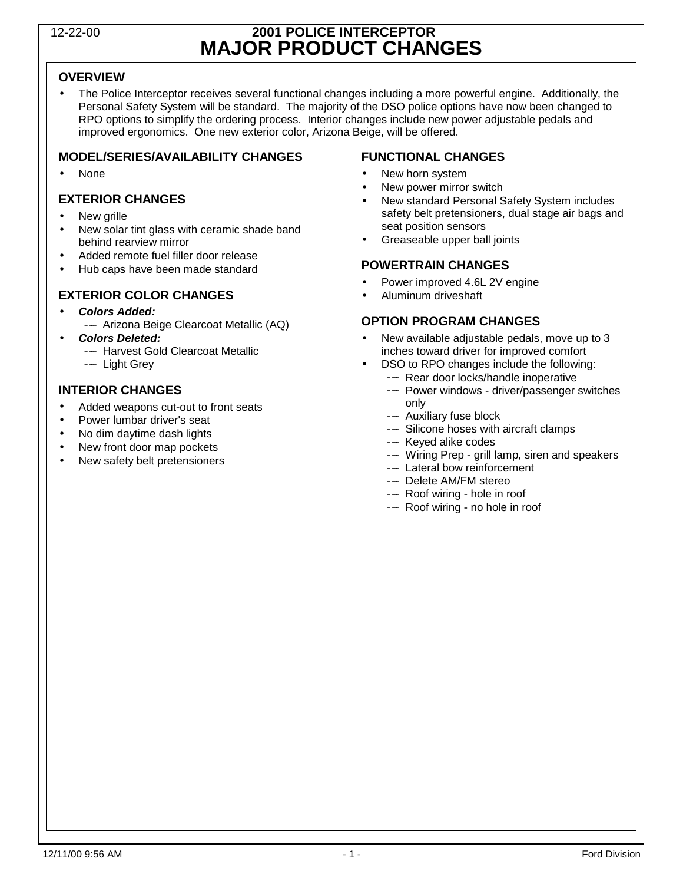# 2001 POLICE INTERCEPTOR
# MAJOR PRODUCT CHANGES

12-22-00

## OVERVIEW

- The Police Interceptor receives several functional changes including a more powerful engine. Additionally, the Personal Safety System will be standard. The majority of the DSO police options have now been changed to RPO options to simplify the ordering process. Interior changes include new power adjustable pedals and improved ergonomics. One new exterior color, Arizona Beige, will be offered.

## MODEL/SERIES/AVAILABILITY CHANGES

- None

## EXTERIOR CHANGES

- New grille
- New solar tint glass with ceramic shade band behind rearview mirror
- Added remote fuel filler door release
- Hub caps have been made standard

## EXTERIOR COLOR CHANGES

- ***Colors Added:***
  - Arizona Beige Clearcoat Metallic (AQ)
- ***Colors Deleted:***
  - Harvest Gold Clearcoat Metallic
  - Light Grey

## INTERIOR CHANGES

- Added weapons cut-out to front seats
- Power lumbar driver's seat
- No dim daytime dash lights
- New front door map pockets
- New safety belt pretensioners

## FUNCTIONAL CHANGES

- New horn system
- New power mirror switch
- New standard Personal Safety System includes safety belt pretensioners, dual stage air bags and seat position sensors
- Greaseable upper ball joints

## POWERTRAIN CHANGES

- Power improved 4.6L 2V engine
- Aluminum driveshaft

## OPTION PROGRAM CHANGES

- New available adjustable pedals, move up to 3 inches toward driver for improved comfort
- DSO to RPO changes include the following:
  - Rear door locks/handle inoperative
  - Power windows - driver/passenger switches only
  - Auxiliary fuse block
  - Silicone hoses with aircraft clamps
  - Keyed alike codes
  - Wiring Prep - grill lamp, siren and speakers
  - Lateral bow reinforcement
  - Delete AM/FM stereo
  - Roof wiring - hole in roof
  - Roof wiring - no hole in roof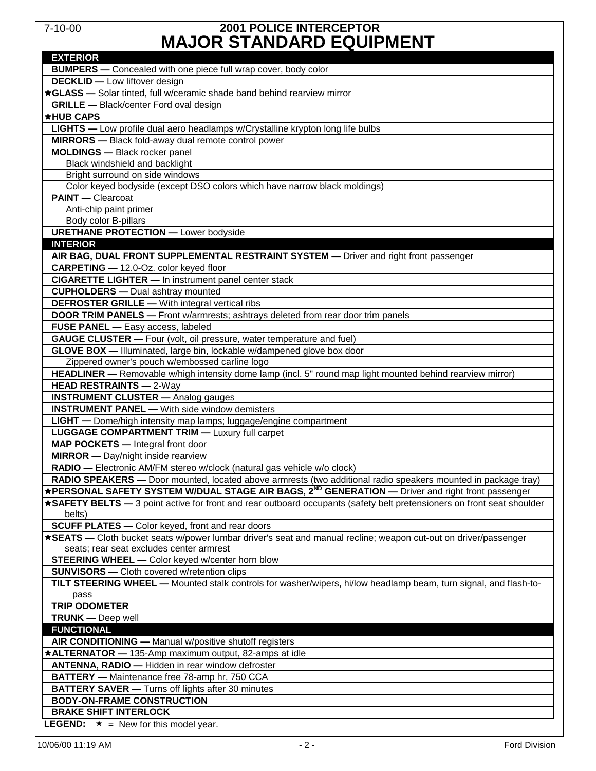# 2001 POLICE INTERCEPTOR
# MAJOR STANDARD EQUIPMENT

## EXTERIOR

**BUMPERS —** Concealed with one piece full wrap cover, body color

**DECKLID —** Low liftover design

★**GLASS —** Solar tinted, full w/ceramic shade band behind rearview mirror

**GRILLE —** Black/center Ford oval design

★**HUB CAPS**

**LIGHTS —** Low profile dual aero headlamps w/Crystalline krypton long life bulbs

**MIRRORS —** Black fold-away dual remote control power

**MOLDINGS —** Black rocker panel
- Black windshield and backlight
- Bright surround on side windows
- Color keyed bodyside (except DSO colors which have narrow black moldings)

**PAINT —** Clearcoat
- Anti-chip paint primer
- Body color B-pillars

**URETHANE PROTECTION —** Lower bodyside

## INTERIOR

**AIR BAG, DUAL FRONT SUPPLEMENTAL RESTRAINT SYSTEM —** Driver and right front passenger

**CARPETING —** 12.0-Oz. color keyed floor

**CIGARETTE LIGHTER —** In instrument panel center stack

**CUPHOLDERS —** Dual ashtray mounted

**DEFROSTER GRILLE —** With integral vertical ribs

**DOOR TRIM PANELS —** Front w/armrests; ashtrays deleted from rear door trim panels

**FUSE PANEL —** Easy access, labeled

**GAUGE CLUSTER —** Four (volt, oil pressure, water temperature and fuel)

**GLOVE BOX —** Illuminated, large bin, lockable w/dampened glove box door
- Zippered owner's pouch w/embossed carline logo

**HEADLINER —** Removable w/high intensity dome lamp (incl. 5" round map light mounted behind rearview mirror)

**HEAD RESTRAINTS —** 2-Way

**INSTRUMENT CLUSTER —** Analog gauges

**INSTRUMENT PANEL —** With side window demisters

**LIGHT —** Dome/high intensity map lamps; luggage/engine compartment

**LUGGAGE COMPARTMENT TRIM —** Luxury full carpet

**MAP POCKETS —** Integral front door

**MIRROR —** Day/night inside rearview

**RADIO —** Electronic AM/FM stereo w/clock (natural gas vehicle w/o clock)

**RADIO SPEAKERS —** Door mounted, located above armrests (two additional radio speakers mounted in package tray)

★**PERSONAL SAFETY SYSTEM W/DUAL STAGE AIR BAGS, 2ND GENERATION —** Driver and right front passenger

★**SAFETY BELTS —** 3 point active for front and rear outboard occupants (safety belt pretensioners on front seat shoulder belts)

**SCUFF PLATES —** Color keyed, front and rear doors

★**SEATS —** Cloth bucket seats w/power lumbar driver's seat and manual recline; weapon cut-out on driver/passenger seats; rear seat excludes center armrest

**STEERING WHEEL —** Color keyed w/center horn blow

**SUNVISORS —** Cloth covered w/retention clips

**TILT STEERING WHEEL —** Mounted stalk controls for washer/wipers, hi/low headlamp beam, turn signal, and flash-to-pass

**TRIP ODOMETER**

**TRUNK —** Deep well

## FUNCTIONAL

**AIR CONDITIONING —** Manual w/positive shutoff registers

★**ALTERNATOR —** 135-Amp maximum output, 82-amps at idle

**ANTENNA, RADIO —** Hidden in rear window defroster

**BATTERY —** Maintenance free 78-amp hr, 750 CCA

**BATTERY SAVER —** Turns off lights after 30 minutes

**BODY-ON-FRAME CONSTRUCTION**

**BRAKE SHIFT INTERLOCK**

**LEGEND:** ★ = New for this model year.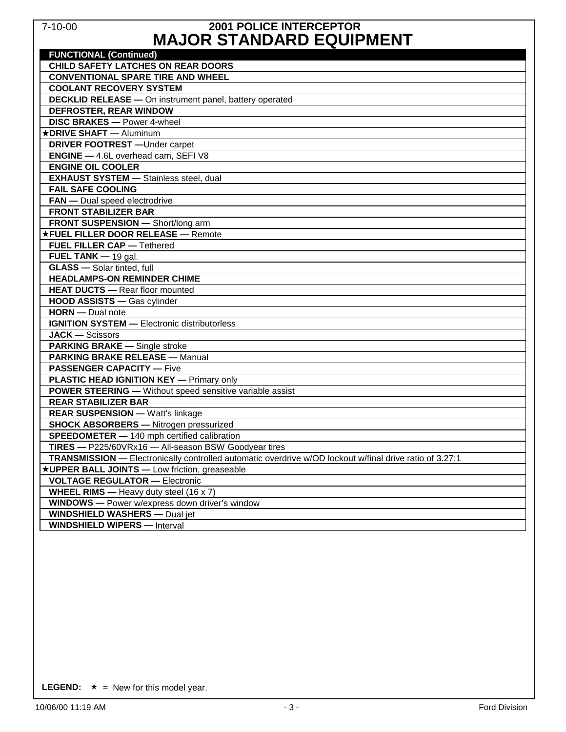# 2001 POLICE INTERCEPTOR
# MAJOR STANDARD EQUIPMENT

| **FUNCTIONAL (Continued)** |
|---|
| **CHILD SAFETY LATCHES ON REAR DOORS** |
| **CONVENTIONAL SPARE TIRE AND WHEEL** |
| **COOLANT RECOVERY SYSTEM** |
| **DECKLID RELEASE —** On instrument panel, battery operated |
| **DEFROSTER, REAR WINDOW** |
| **DISC BRAKES —** Power 4-wheel |
| ★**DRIVE SHAFT —** Aluminum |
| **DRIVER FOOTREST —**Under carpet |
| **ENGINE —** 4.6L overhead cam, SEFI V8 |
| **ENGINE OIL COOLER** |
| **EXHAUST SYSTEM —** Stainless steel, dual |
| **FAIL SAFE COOLING** |
| **FAN —** Dual speed electrodrive |
| **FRONT STABILIZER BAR** |
| **FRONT SUSPENSION —** Short/long arm |
| ★**FUEL FILLER DOOR RELEASE —** Remote |
| **FUEL FILLER CAP —** Tethered |
| **FUEL TANK —** 19 gal. |
| **GLASS —** Solar tinted, full |
| **HEADLAMPS-ON REMINDER CHIME** |
| **HEAT DUCTS —** Rear floor mounted |
| **HOOD ASSISTS —** Gas cylinder |
| **HORN —** Dual note |
| **IGNITION SYSTEM —** Electronic distributorless |
| **JACK —** Scissors |
| **PARKING BRAKE —** Single stroke |
| **PARKING BRAKE RELEASE —** Manual |
| **PASSENGER CAPACITY —** Five |
| **PLASTIC HEAD IGNITION KEY —** Primary only |
| **POWER STEERING —** Without speed sensitive variable assist |
| **REAR STABILIZER BAR** |
| **REAR SUSPENSION —** Watt's linkage |
| **SHOCK ABSORBERS —** Nitrogen pressurized |
| **SPEEDOMETER —** 140 mph certified calibration |
| **TIRES —** P225/60VRx16 — All-season BSW Goodyear tires |
| **TRANSMISSION —** Electronically controlled automatic overdrive w/OD lockout w/final drive ratio of 3.27:1 |
| ★**UPPER BALL JOINTS —** Low friction, greaseable |
| **VOLTAGE REGULATOR —** Electronic |
| **WHEEL RIMS —** Heavy duty steel (16 x 7) |
| **WINDOWS —** Power w/express down driver's window |
| **WINDSHIELD WASHERS —** Dual jet |
| **WINDSHIELD WIPERS —** Interval |

**LEGEND:** ★ = New for this model year.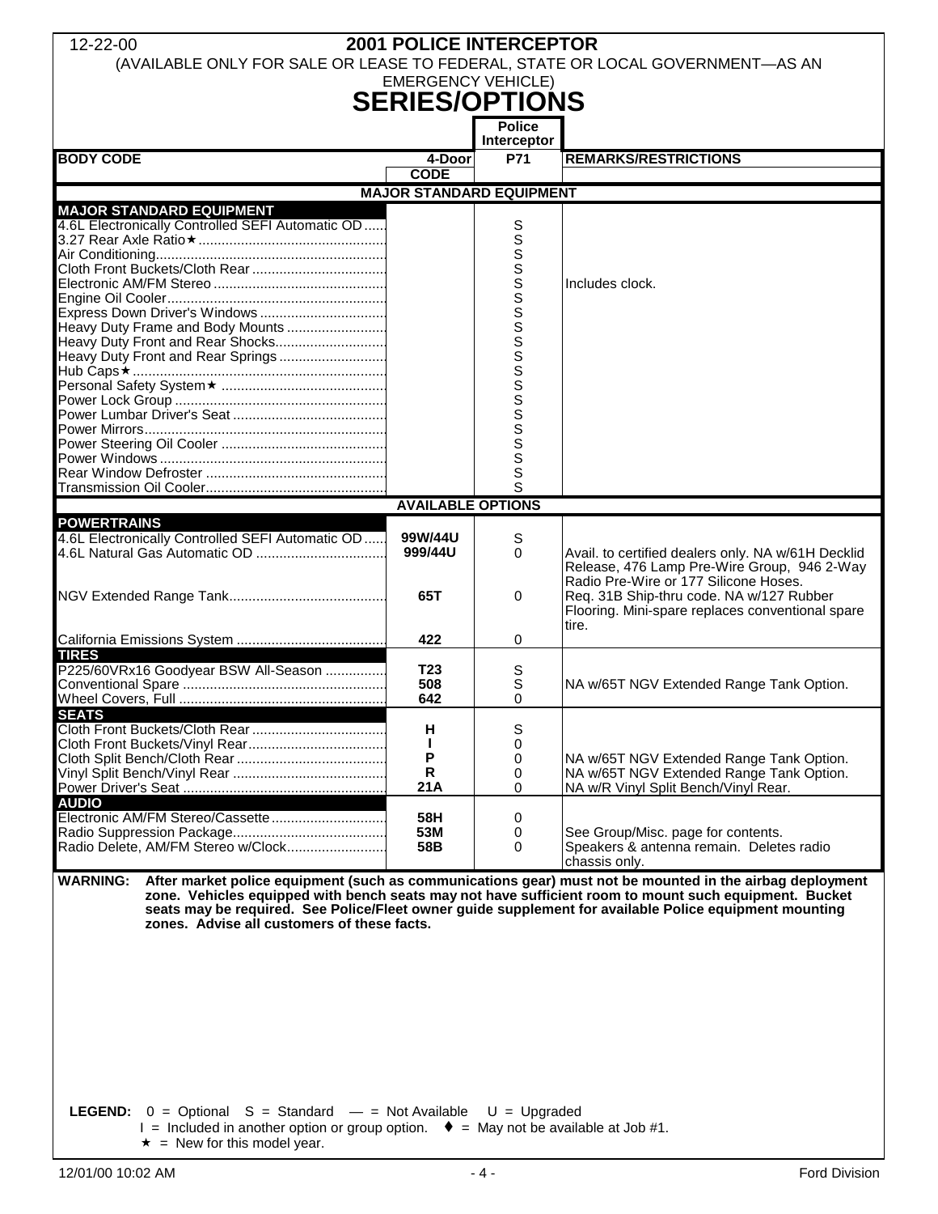12-22-00

# 2001 POLICE INTERCEPTOR

(AVAILABLE ONLY FOR SALE OR LEASE TO FEDERAL, STATE OR LOCAL GOVERNMENT—AS AN EMERGENCY VEHICLE)

## SERIES/OPTIONS

| BODY CODE | 4-Door CODE | Police Interceptor P71 | REMARKS/RESTRICTIONS |
|---|---|---|---|
| **MAJOR STANDARD EQUIPMENT** | | | |
| **MAJOR STANDARD EQUIPMENT** | | | |
| 4.6L Electronically Controlled SEFI Automatic OD | | S | |
| 3.27 Rear Axle Ratio★ | | S | |
| Air Conditioning | | S | |
| Cloth Front Buckets/Cloth Rear | | S | |
| Electronic AM/FM Stereo | | S | Includes clock. |
| Engine Oil Cooler | | S | |
| Express Down Driver's Windows | | S | |
| Heavy Duty Frame and Body Mounts | | S | |
| Heavy Duty Front and Rear Shocks | | S | |
| Heavy Duty Front and Rear Springs | | S | |
| Hub Caps★ | | S | |
| Personal Safety System★ | | S | |
| Power Lock Group | | S | |
| Power Lumbar Driver's Seat | | S | |
| Power Mirrors | | S | |
| Power Steering Oil Cooler | | S | |
| Power Windows | | S | |
| Rear Window Defroster | | S | |
| Transmission Oil Cooler | | S | |
| **AVAILABLE OPTIONS** | | | |
| **POWERTRAINS** | | | |
| 4.6L Electronically Controlled SEFI Automatic OD | **99W/44U** | S | |
| 4.6L Natural Gas Automatic OD | **999/44U** | 0 | Avail. to certified dealers only. NA w/61H Decklid Release, 476 Lamp Pre-Wire Group, 946 2-Way Radio Pre-Wire or 177 Silicone Hoses. |
| NGV Extended Range Tank | **65T** | 0 | Req. 31B Ship-thru code. NA w/127 Rubber Flooring. Mini-spare replaces conventional spare tire. |
| California Emissions System | **422** | 0 | |
| **TIRES** | | | |
| P225/60VRx16 Goodyear BSW All-Season | **T23** | S | |
| Conventional Spare | **508** | S | NA w/65T NGV Extended Range Tank Option. |
| Wheel Covers, Full | **642** | 0 | |
| **SEATS** | | | |
| Cloth Front Buckets/Cloth Rear | **H** | S | |
| Cloth Front Buckets/Vinyl Rear | **I** | 0 | |
| Cloth Split Bench/Cloth Rear | **P** | 0 | NA w/65T NGV Extended Range Tank Option. |
| Vinyl Split Bench/Vinyl Rear | **R** | 0 | NA w/65T NGV Extended Range Tank Option. |
| Power Driver's Seat | **21A** | 0 | NA w/R Vinyl Split Bench/Vinyl Rear. |
| **AUDIO** | | | |
| Electronic AM/FM Stereo/Cassette | **58H** | 0 | |
| Radio Suppression Package | **53M** | 0 | See Group/Misc. page for contents. |
| Radio Delete, AM/FM Stereo w/Clock | **58B** | 0 | Speakers & antenna remain. Deletes radio chassis only. |

**WARNING: After market police equipment (such as communications gear) must not be mounted in the airbag deployment zone. Vehicles equipped with bench seats may not have sufficient room to mount such equipment. Bucket seats may be required. See Police/Fleet owner guide supplement for available Police equipment mounting zones. Advise all customers of these facts.**

**LEGEND:** 0 = Optional S = Standard — = Not Available U = Upgraded
I = Included in another option or group option. ♦ = May not be available at Job #1.
★ = New for this model year.

12/01/00 10:02 AM — Ford Division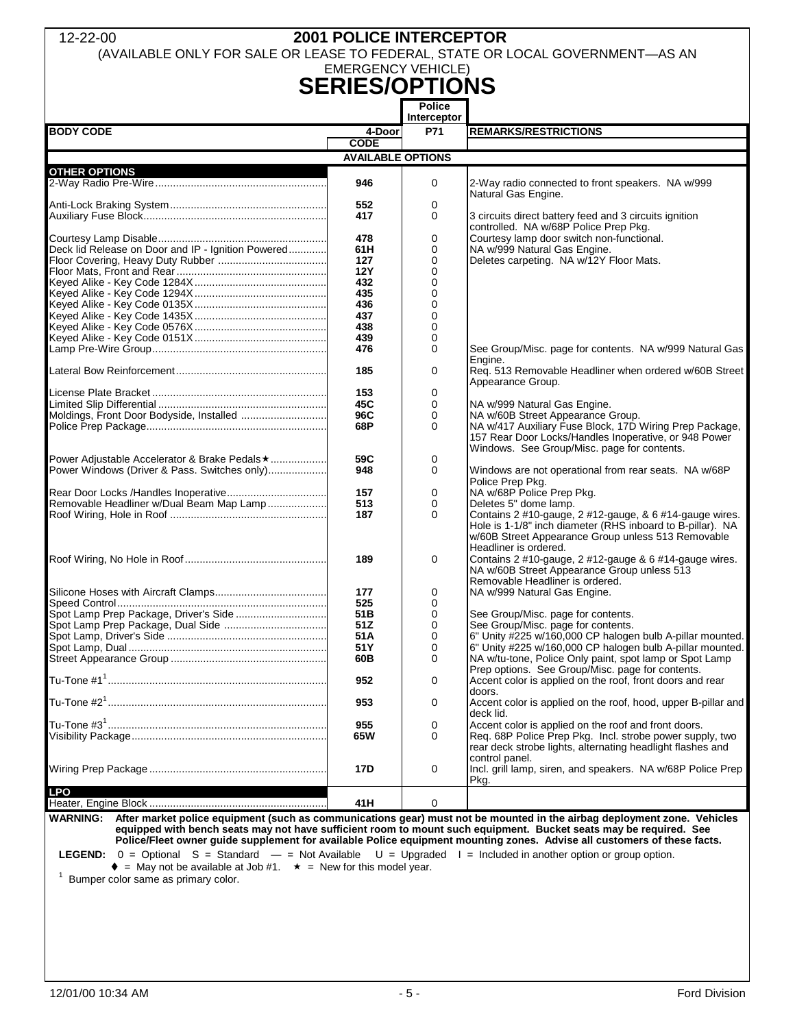# 2001 POLICE INTERCEPTOR

(AVAILABLE ONLY FOR SALE OR LEASE TO FEDERAL, STATE OR LOCAL GOVERNMENT—AS AN EMERGENCY VEHICLE)

## SERIES/OPTIONS

| BODY CODE | 4-Door CODE | Police Interceptor P71 | REMARKS/RESTRICTIONS |
|---|---|---|---|
| | **AVAILABLE OPTIONS** | | |
| **OTHER OPTIONS** | | | |
| 2-Way Radio Pre-Wire | 946 | 0 | 2-Way radio connected to front speakers. NA w/999 Natural Gas Engine. |
| Anti-Lock Braking System | 552 | 0 | |
| Auxiliary Fuse Block | 417 | 0 | 3 circuits direct battery feed and 3 circuits ignition controlled. NA w/68P Police Prep Pkg. |
| Courtesy Lamp Disable | 478 | 0 | Courtesy lamp door switch non-functional. |
| Deck lid Release on Door and IP - Ignition Powered | 61H | 0 | NA w/999 Natural Gas Engine. |
| Floor Covering, Heavy Duty Rubber | 127 | 0 | Deletes carpeting. NA w/12Y Floor Mats. |
| Floor Mats, Front and Rear | 12Y | 0 | |
| Keyed Alike - Key Code 1284X | 432 | 0 | |
| Keyed Alike - Key Code 1294X | 435 | 0 | |
| Keyed Alike - Key Code 0135X | 436 | 0 | |
| Keyed Alike - Key Code 1435X | 437 | 0 | |
| Keyed Alike - Key Code 0576X | 438 | 0 | |
| Keyed Alike - Key Code 0151X | 439 | 0 | |
| Lamp Pre-Wire Group | 476 | 0 | See Group/Misc. page for contents. NA w/999 Natural Gas Engine. |
| Lateral Bow Reinforcement | 185 | 0 | Req. 513 Removable Headliner when ordered w/60B Street Appearance Group. |
| License Plate Bracket | 153 | 0 | |
| Limited Slip Differential | 45C | 0 | NA w/999 Natural Gas Engine. |
| Moldings, Front Door Bodyside, Installed | 96C | 0 | NA w/60B Street Appearance Group. |
| Police Prep Package | 68P | 0 | NA w/417 Auxiliary Fuse Block, 17D Wiring Prep Package, 157 Rear Door Locks/Handles Inoperative, or 948 Power Windows. See Group/Misc. page for contents. |
| Power Adjustable Accelerator & Brake Pedals★ | 59C | 0 | |
| Power Windows (Driver & Pass. Switches only) | 948 | 0 | Windows are not operational from rear seats. NA w/68P Police Prep Pkg. |
| Rear Door Locks /Handles Inoperative | 157 | 0 | NA w/68P Police Prep Pkg. |
| Removable Headliner w/Dual Beam Map Lamp | 513 | 0 | Deletes 5" dome lamp. |
| Roof Wiring, Hole in Roof | 187 | 0 | Contains 2 #10-gauge, 2 #12-gauge, & 6 #14-gauge wires. Hole is 1-1/8" inch diameter (RHS inboard to B-pillar). NA w/60B Street Appearance Group unless 513 Removable Headliner is ordered. |
| Roof Wiring, No Hole in Roof | 189 | 0 | Contains 2 #10-gauge, 2 #12-gauge & 6 #14-gauge wires. NA w/60B Street Appearance Group unless 513 Removable Headliner is ordered. |
| Silicone Hoses with Aircraft Clamps | 177 | 0 | NA w/999 Natural Gas Engine. |
| Speed Control | 525 | 0 | |
| Spot Lamp Prep Package, Driver's Side | 51B | 0 | See Group/Misc. page for contents. |
| Spot Lamp Prep Package, Dual Side | 51Z | 0 | See Group/Misc. page for contents. |
| Spot Lamp, Driver's Side | 51A | 0 | 6" Unity #225 w/160,000 CP halogen bulb A-pillar mounted. |
| Spot Lamp, Dual | 51Y | 0 | 6" Unity #225 w/160,000 CP halogen bulb A-pillar mounted. |
| Street Appearance Group | 60B | 0 | NA w/tu-tone, Police Only paint, spot lamp or Spot Lamp Prep options. See Group/Misc. page for contents. |
| Tu-Tone #1[1] | 952 | 0 | Accent color is applied on the roof, front doors and rear doors. |
| Tu-Tone #2[1] | 953 | 0 | Accent color is applied on the roof, hood, upper B-pillar and deck lid. |
| Tu-Tone #3[1] | 955 | 0 | Accent color is applied on the roof and front doors. |
| Visibility Package | 65W | 0 | Req. 68P Police Prep Pkg. Incl. strobe power supply, two rear deck strobe lights, alternating headlight flashes and control panel. |
| Wiring Prep Package | 17D | 0 | Incl. grill lamp, siren, and speakers. NA w/68P Police Prep Pkg. |
| **LPO** | | | |
| Heater, Engine Block | 41H | 0 | |

**WARNING: After market police equipment (such as communications gear) must not be mounted in the airbag deployment zone. Vehicles equipped with bench seats may not have sufficient room to mount such equipment. Bucket seats may be required. See Police/Fleet owner guide supplement for available Police equipment mounting zones. Advise all customers of these facts.**

**LEGEND:** 0 = Optional S = Standard — = Not Available U = Upgraded I = Included in another option or group option.
♦ = May not be available at Job #1. ★ = New for this model year.

[1] Bumper color same as primary color.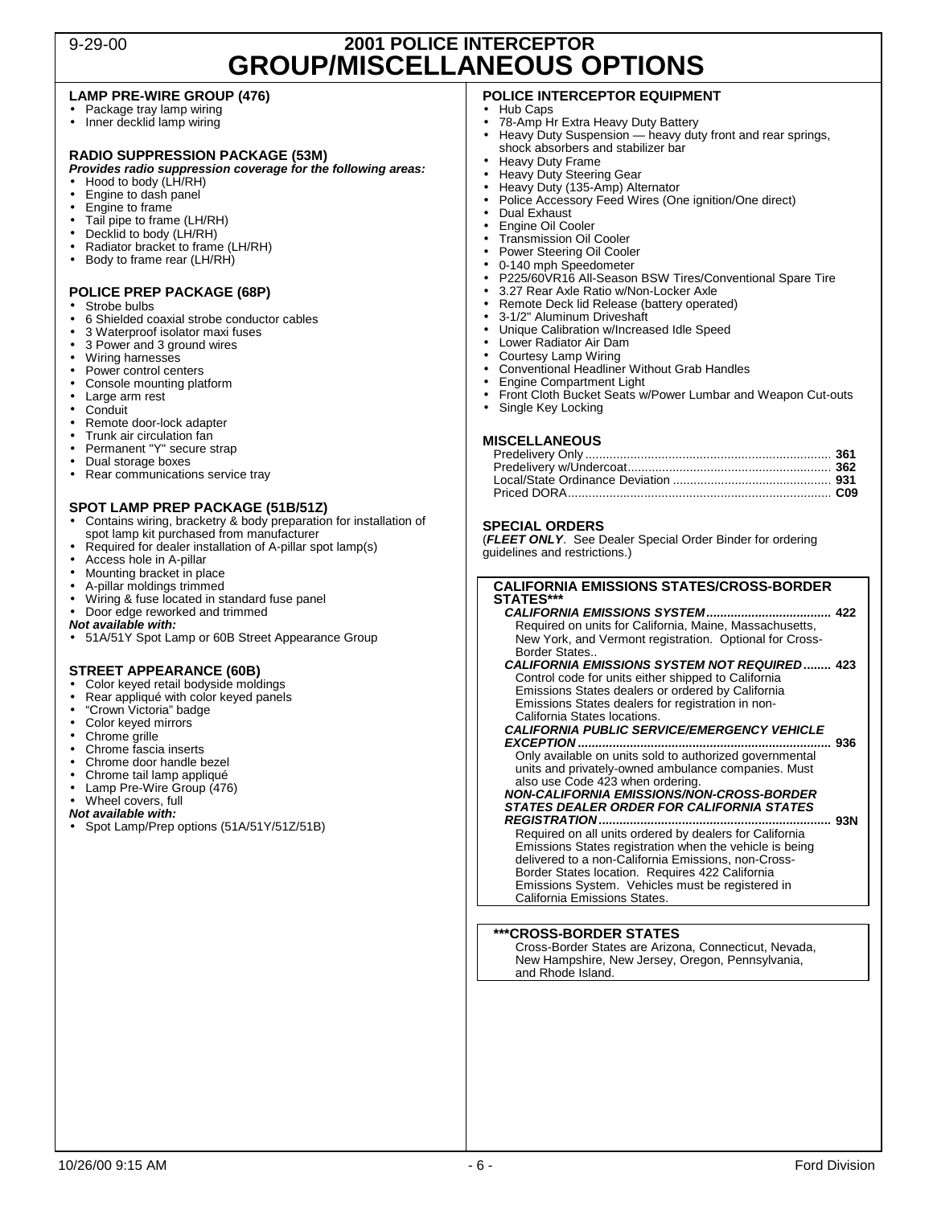9-29-00

# 2001 POLICE INTERCEPTOR
# GROUP/MISCELLANEOUS OPTIONS

### LAMP PRE-WIRE GROUP (476)

- Package tray lamp wiring
- Inner decklid lamp wiring

### RADIO SUPPRESSION PACKAGE (53M)

***Provides radio suppression coverage for the following areas:***

- Hood to body (LH/RH)
- Engine to dash panel
- Engine to frame
- Tail pipe to frame (LH/RH)
- Decklid to body (LH/RH)
- Radiator bracket to frame (LH/RH)
- Body to frame rear (LH/RH)

### POLICE PREP PACKAGE (68P)

- Strobe bulbs
- 6 Shielded coaxial strobe conductor cables
- 3 Waterproof isolator maxi fuses
- 3 Power and 3 ground wires
- Wiring harnesses
- Power control centers
- Console mounting platform
- Large arm rest
- Conduit
- Remote door-lock adapter
- Trunk air circulation fan
- Permanent "Y" secure strap
- Dual storage boxes
- Rear communications service tray

### SPOT LAMP PREP PACKAGE (51B/51Z)

- Contains wiring, bracketry & body preparation for installation of spot lamp kit purchased from manufacturer
- Required for dealer installation of A-pillar spot lamp(s)
- Access hole in A-pillar
- Mounting bracket in place
- A-pillar moldings trimmed
- Wiring & fuse located in standard fuse panel
- Door edge reworked and trimmed

***Not available with:***

- 51A/51Y Spot Lamp or 60B Street Appearance Group

### STREET APPEARANCE (60B)

- Color keyed retail bodyside moldings
- Rear appliqué with color keyed panels
- "Crown Victoria" badge
- Color keyed mirrors
- Chrome grille
- Chrome fascia inserts
- Chrome door handle bezel
- Chrome tail lamp appliqué
- Lamp Pre-Wire Group (476)
- Wheel covers, full

***Not available with:***

- Spot Lamp/Prep options (51A/51Y/51Z/51B)

### POLICE INTERCEPTOR EQUIPMENT

- Hub Caps
- 78-Amp Hr Extra Heavy Duty Battery
- Heavy Duty Suspension — heavy duty front and rear springs, shock absorbers and stabilizer bar
- Heavy Duty Frame
- Heavy Duty Steering Gear
- Heavy Duty (135-Amp) Alternator
- Police Accessory Feed Wires (One ignition/One direct)
- Dual Exhaust
- Engine Oil Cooler
- Transmission Oil Cooler
- Power Steering Oil Cooler
- 0-140 mph Speedometer
- P225/60VR16 All-Season BSW Tires/Conventional Spare Tire
- 3.27 Rear Axle Ratio w/Non-Locker Axle
- Remote Deck lid Release (battery operated)
- 3-1/2" Aluminum Driveshaft
- Unique Calibration w/Increased Idle Speed
- Lower Radiator Air Dam
- Courtesy Lamp Wiring
- Conventional Headliner Without Grab Handles
- Engine Compartment Light
- Front Cloth Bucket Seats w/Power Lumbar and Weapon Cut-outs
- Single Key Locking

### MISCELLANEOUS

Predelivery Only ........ **361**
Predelivery w/Undercoat ........ **362**
Local/State Ordinance Deviation ........ **931**
Priced DORA ........ **C09**

### SPECIAL ORDERS

(***FLEET ONLY***. See Dealer Special Order Binder for ordering guidelines and restrictions.)

### CALIFORNIA EMISSIONS STATES/CROSS-BORDER STATES***

***CALIFORNIA EMISSIONS SYSTEM*** ........ **422**
Required on units for California, Maine, Massachusetts, New York, and Vermont registration. Optional for Cross-Border States..

***CALIFORNIA EMISSIONS SYSTEM NOT REQUIRED*** ........ **423**
Control code for units either shipped to California Emissions States dealers or ordered by California Emissions States dealers for registration in non-California States locations.

***CALIFORNIA PUBLIC SERVICE/EMERGENCY VEHICLE EXCEPTION*** ........ **936**
Only available on units sold to authorized governmental units and privately-owned ambulance companies. Must also use Code 423 when ordering.

***NON-CALIFORNIA EMISSIONS/NON-CROSS-BORDER STATES DEALER ORDER FOR CALIFORNIA STATES REGISTRATION*** ........ **93N**
Required on all units ordered by dealers for California Emissions States registration when the vehicle is being delivered to a non-California Emissions, non-Cross-Border States location. Requires 422 California Emissions System. Vehicles must be registered in California Emissions States.

### ***CROSS-BORDER STATES

Cross-Border States are Arizona, Connecticut, Nevada, New Hampshire, New Jersey, Oregon, Pennsylvania, and Rhode Island.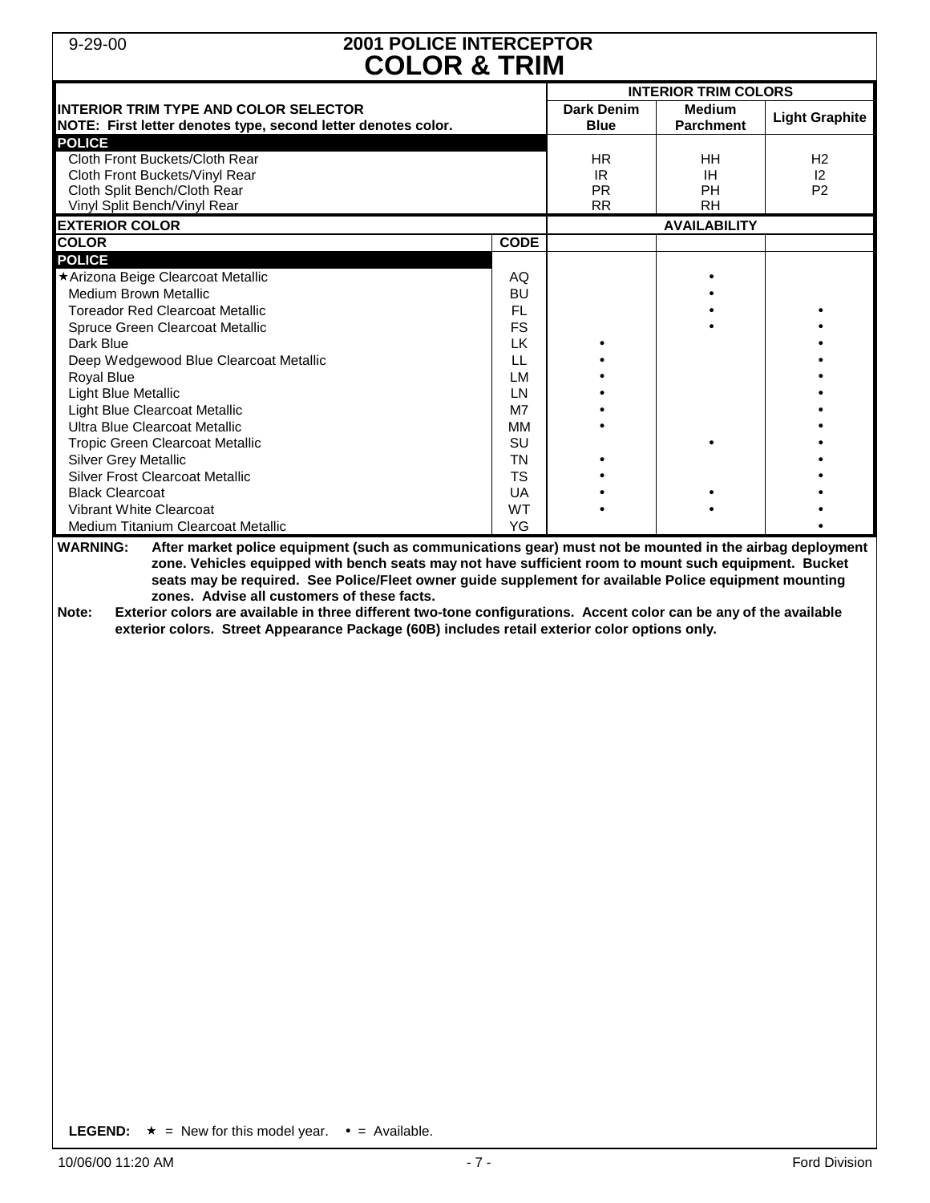9-29-00

# 2001 POLICE INTERCEPTOR
# COLOR & TRIM

| INTERIOR TRIM TYPE AND COLOR SELECTOR<br>NOTE: First letter denotes type, second letter denotes color. | | INTERIOR TRIM COLORS | | |
|---|---|---|---|---|
| | | Dark Denim Blue | Medium Parchment | Light Graphite |
| **POLICE** | | | | |
| Cloth Front Buckets/Cloth Rear | | HR | HH | H2 |
| Cloth Front Buckets/Vinyl Rear | | IR | IH | I2 |
| Cloth Split Bench/Cloth Rear | | PR | PH | P2 |
| Vinyl Split Bench/Vinyl Rear | | RR | RH | |
| **EXTERIOR COLOR** | | **AVAILABILITY** | | |
| **COLOR** | **CODE** | | | |
| **POLICE** | | | | |
| ★Arizona Beige Clearcoat Metallic | AQ | | • | |
| Medium Brown Metallic | BU | | • | |
| Toreador Red Clearcoat Metallic | FL | | • | • |
| Spruce Green Clearcoat Metallic | FS | | • | • |
| Dark Blue | LK | • | | • |
| Deep Wedgewood Blue Clearcoat Metallic | LL | • | | • |
| Royal Blue | LM | • | | • |
| Light Blue Metallic | LN | • | | • |
| Light Blue Clearcoat Metallic | M7 | • | | • |
| Ultra Blue Clearcoat Metallic | MM | • | | • |
| Tropic Green Clearcoat Metallic | SU | | • | • |
| Silver Grey Metallic | TN | • | | • |
| Silver Frost Clearcoat Metallic | TS | • | | • |
| Black Clearcoat | UA | • | • | • |
| Vibrant White Clearcoat | WT | • | • | • |
| Medium Titanium Clearcoat Metallic | YG | | | • |

**WARNING: After market police equipment (such as communications gear) must not be mounted in the airbag deployment zone. Vehicles equipped with bench seats may not have sufficient room to mount such equipment. Bucket seats may be required. See Police/Fleet owner guide supplement for available Police equipment mounting zones. Advise all customers of these facts.**

**Note: Exterior colors are available in three different two-tone configurations. Accent color can be any of the available exterior colors. Street Appearance Package (60B) includes retail exterior color options only.**

**LEGEND:** ★ = New for this model year. • = Available.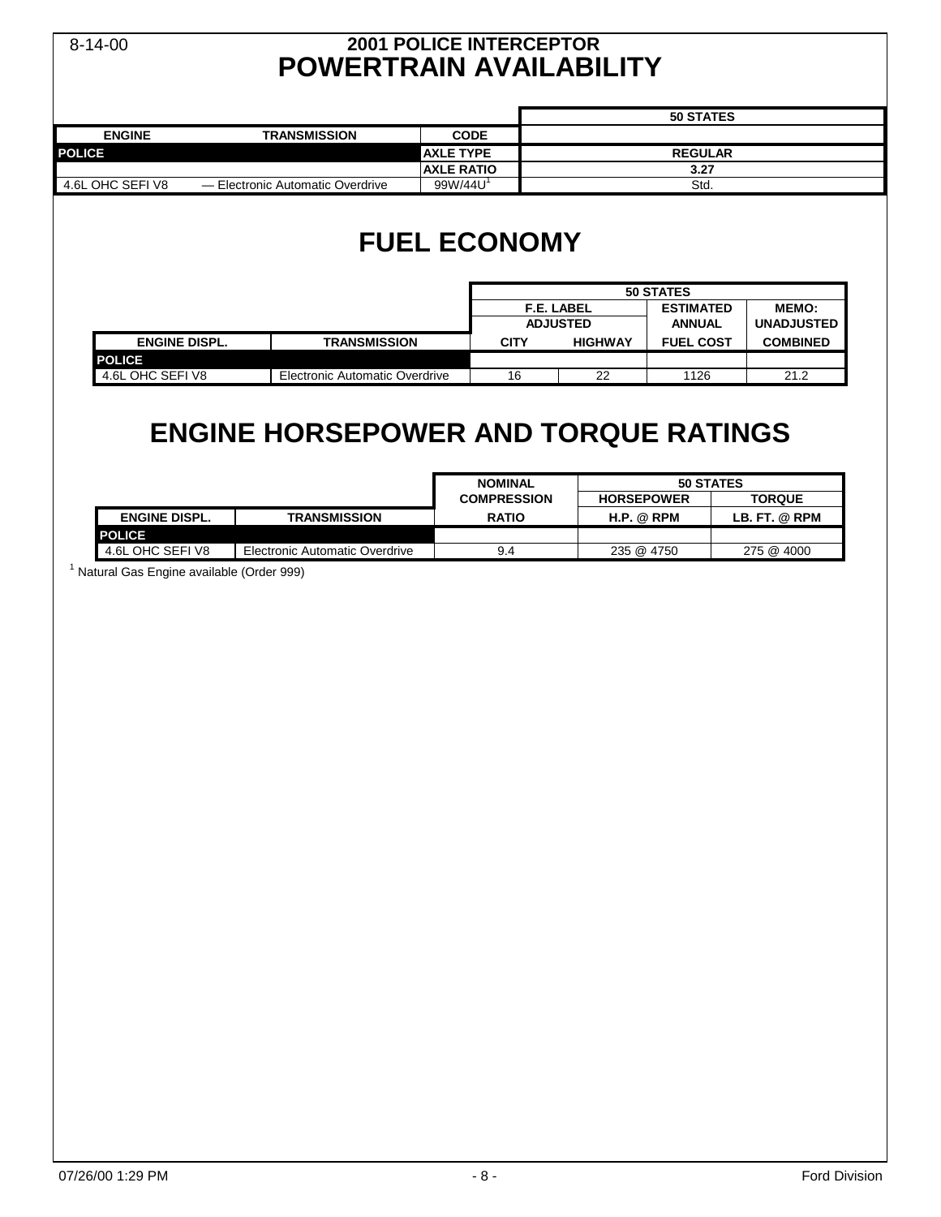8-14-00

## 2001 POLICE INTERCEPTOR
# POWERTRAIN AVAILABILITY

| ENGINE | TRANSMISSION | CODE | 50 STATES |
|---|---|---|---|
| POLICE | | AXLE TYPE | REGULAR |
| | | AXLE RATIO | 3.27 |
| 4.6L OHC SEFI V8 | — Electronic Automatic Overdrive | 99W/44U[1] | Std. |

# FUEL ECONOMY

| | | 50 STATES | | | |
|---|---|---|---|---|---|
| | | F.E. LABEL ADJUSTED | | ESTIMATED ANNUAL | MEMO: UNADJUSTED |
| ENGINE DISPL. | TRANSMISSION | CITY | HIGHWAY | FUEL COST | COMBINED |
| POLICE | | | | | |
| 4.6L OHC SEFI V8 | Electronic Automatic Overdrive | 16 | 22 | 1126 | 21.2 |

# ENGINE HORSEPOWER AND TORQUE RATINGS

| | | NOMINAL COMPRESSION | 50 STATES | |
|---|---|---|---|---|
| | | | HORSEPOWER | TORQUE |
| ENGINE DISPL. | TRANSMISSION | RATIO | H.P. @ RPM | LB. FT. @ RPM |
| POLICE | | | | |
| 4.6L OHC SEFI V8 | Electronic Automatic Overdrive | 9.4 | 235 @ 4750 | 275 @ 4000 |

[1] Natural Gas Engine available (Order 999)